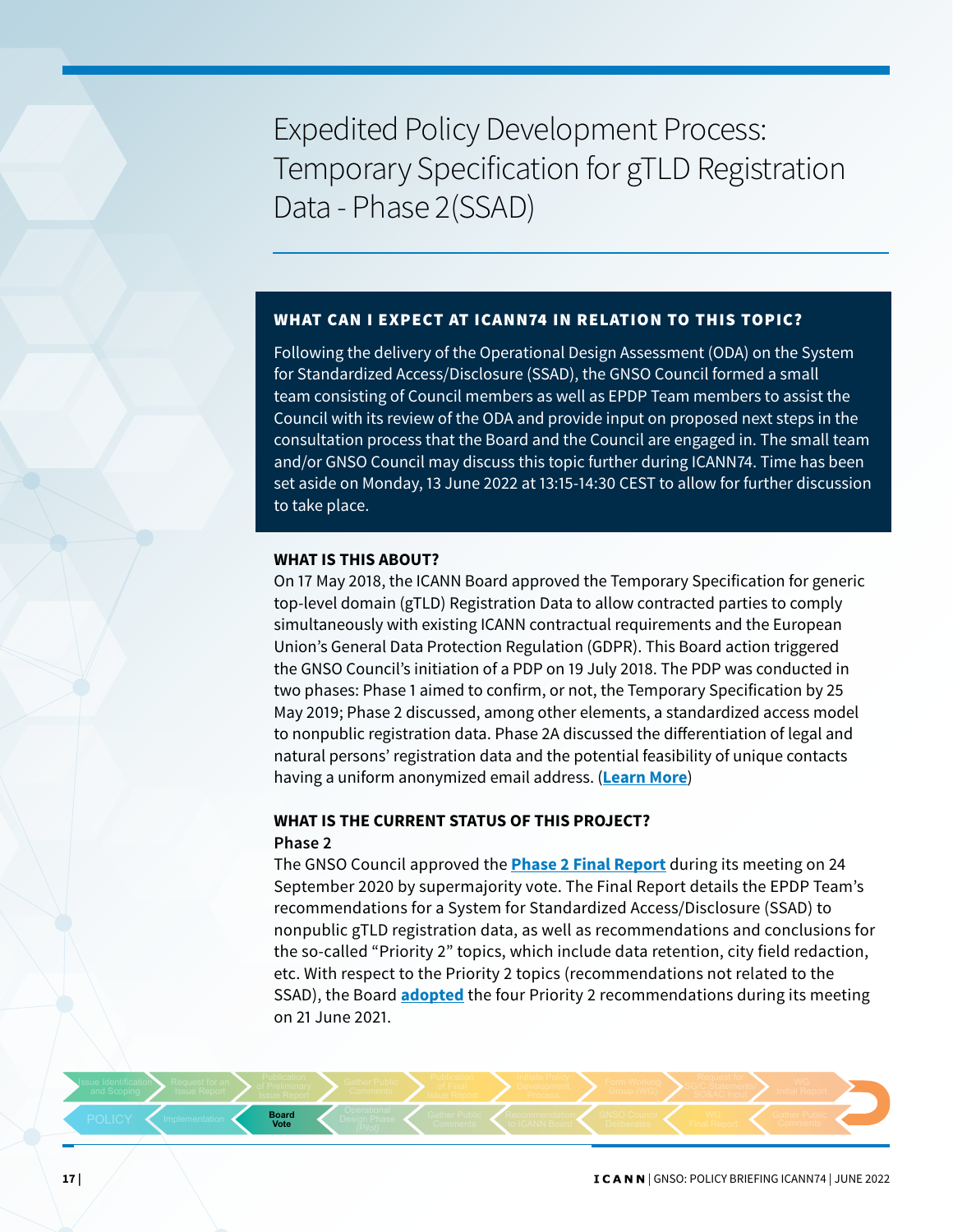# Expedited Policy Development Process: Temporary Specification for gTLD Registration Data - Phase 2(SSAD)

## WHAT CAN I EXPECT AT ICANN74 IN RELATION TO THIS TOPIC?

Following the delivery of the Operational Design Assessment (ODA) on the System for Standardized Access/Disclosure (SSAD), the GNSO Council formed a small team consisting of Council members as well as EPDP Team members to assist the Council with its review of the ODA and provide input on proposed next steps in the consultation process that the Board and the Council are engaged in. The small team and/or GNSO Council may discuss this topic further during ICANN74. Time has been set aside on Monday, 13 June 2022 at 13:15-14:30 CEST to allow for further discussion to take place.

### WHAT IS THIS ABOUT?

On 17 May 2018, the ICANN Board approved the Temporary Specification for generic top-level domain (gTLD) Registration Data to allow contracted parties to comply simultaneously with existing ICANN contractual requirements and the European Union's General Data Protection Regulation (GDPR). This Board action triggered the GNSO Council's initiation of a PDP on 19 July 2018. The PDP was conducted in two phases: Phase 1 aimed to confirm, or not, the Temporary Specification by 25 May 2019; Phase 2 discussed, among other elements, a standardized access model to nonpublic registration data. Phase 2A discussed the differentiation of legal and natural persons' registration data and the potential feasibility of unique contacts having a uniform anonymized email address. (**Learn More**)

### WHAT IS THE CURRENT STATUS OF THIS PROJECT?

**Phase 2**

The GNSO Council approved the **Phase 2 Final Report** during its meeting on 24 September 2020 by supermajority vote. The Final Report details the EPDP Team's recommendations for a System for Standardized Access/Disclosure (SSAD) to nonpublic gTLD registration data, as well as recommendations and conclusions for the so-called "Priority 2" topics, which include data retention, city field redaction, etc. With respect to the Priority 2 topics (recommendations not related to the SSAD), the Board **adopted** the four Priority 2 recommendations during its meeting on 21 June 2021.

Issue Identification and Scoping → Request for an Issue Report → Publication of Preliminary Issue Report → Gather Public Comments → Publication of Final Issue Report → Initiate Policy Development Process → Form Working Group (WG) → Request for SG/C Statements SO&AC Input → WG Initial Report → Gather Public Comments → WG Final Report → GNSO Council Deliberations → Recommendation to ICANN Board → Gather Public Comments → Operational Design Phase (Pilot) → **Board Vote** → Implementation → POLICY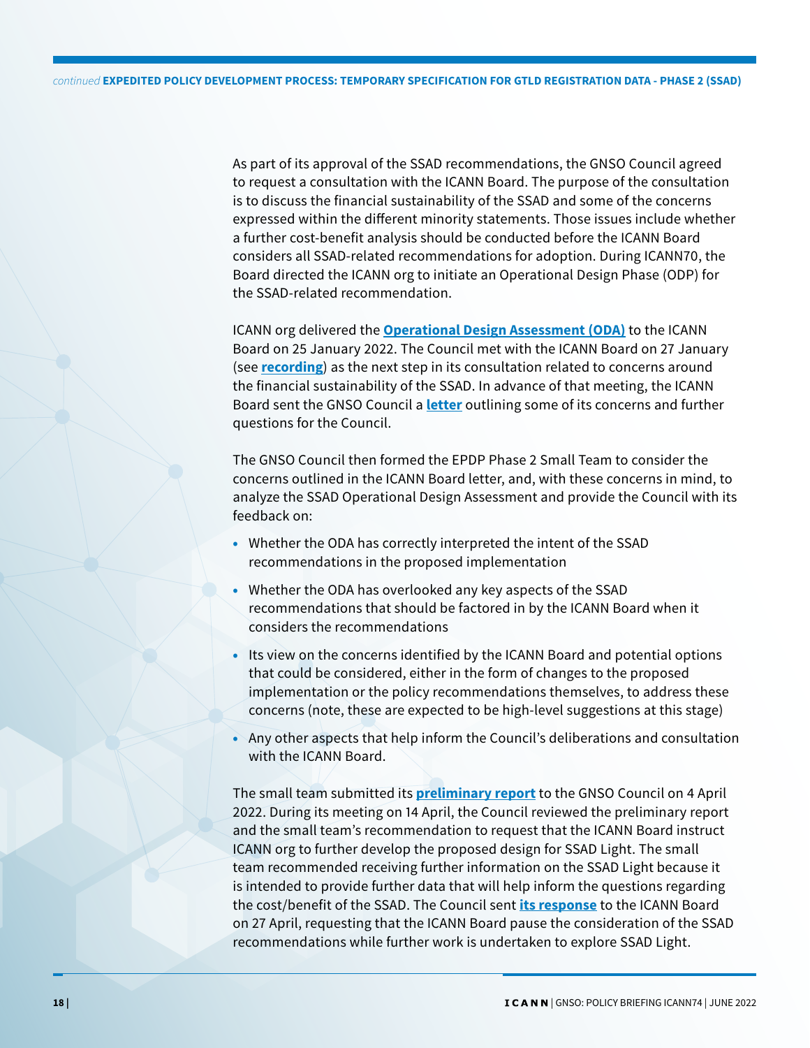As part of its approval of the SSAD recommendations, the GNSO Council agreed to request a consultation with the ICANN Board. The purpose of the consultation is to discuss the financial sustainability of the SSAD and some of the concerns expressed within the different minority statements. Those issues include whether a further cost-benefit analysis should be conducted before the ICANN Board considers all SSAD-related recommendations for adoption. During ICANN70, the Board directed the ICANN org to initiate an Operational Design Phase (ODP) for the SSAD-related recommendation.

ICANN org delivered the **Operational Design Assessment (ODA)** to the ICANN Board on 25 January 2022. The Council met with the ICANN Board on 27 January (see **recording**) as the next step in its consultation related to concerns around the financial sustainability of the SSAD. In advance of that meeting, the ICANN Board sent the GNSO Council a **letter** outlining some of its concerns and further questions for the Council.

The GNSO Council then formed the EPDP Phase 2 Small Team to consider the concerns outlined in the ICANN Board letter, and, with these concerns in mind, to analyze the SSAD Operational Design Assessment and provide the Council with its feedback on:

- Whether the ODA has correctly interpreted the intent of the SSAD recommendations in the proposed implementation
- Whether the ODA has overlooked any key aspects of the SSAD recommendations that should be factored in by the ICANN Board when it considers the recommendations
- Its view on the concerns identified by the ICANN Board and potential options that could be considered, either in the form of changes to the proposed implementation or the policy recommendations themselves, to address these concerns (note, these are expected to be high-level suggestions at this stage)
- Any other aspects that help inform the Council's deliberations and consultation with the ICANN Board.

The small team submitted its **preliminary report** to the GNSO Council on 4 April 2022. During its meeting on 14 April, the Council reviewed the preliminary report and the small team's recommendation to request that the ICANN Board instruct ICANN org to further develop the proposed design for SSAD Light. The small team recommended receiving further information on the SSAD Light because it is intended to provide further data that will help inform the questions regarding the cost/benefit of the SSAD. The Council sent **its response** to the ICANN Board on 27 April, requesting that the ICANN Board pause the consideration of the SSAD recommendations while further work is undertaken to explore SSAD Light.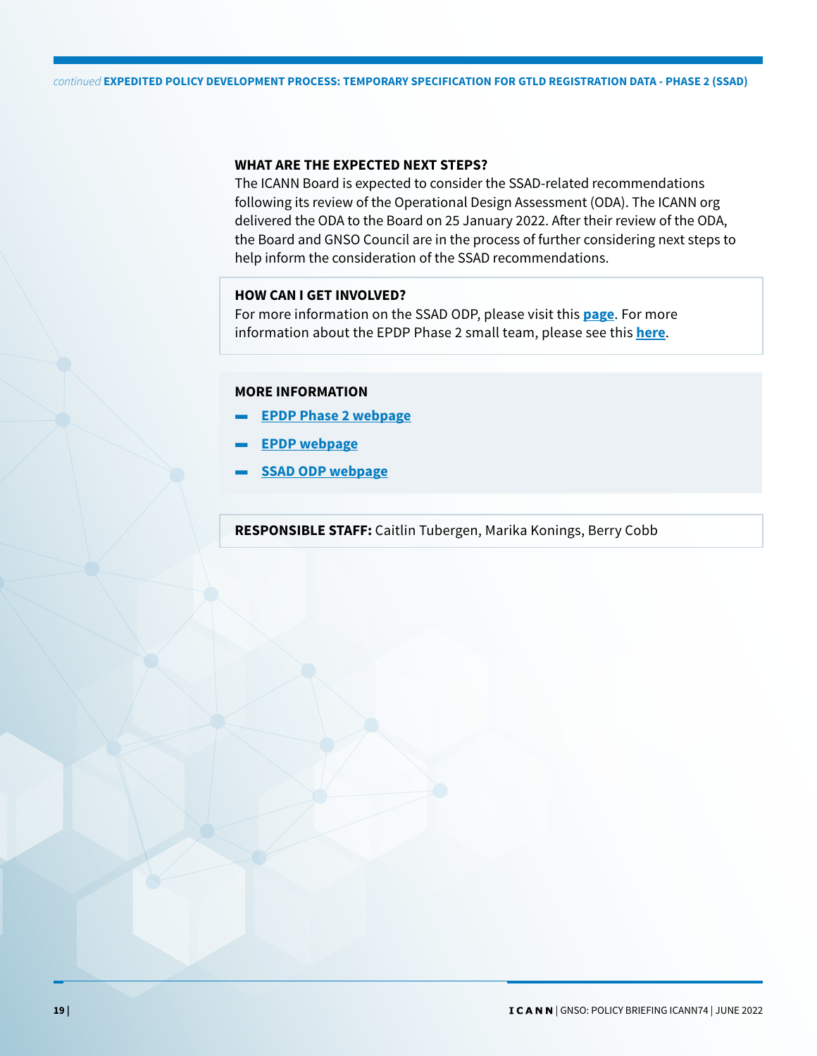### WHAT ARE THE EXPECTED NEXT STEPS?

The ICANN Board is expected to consider the SSAD-related recommendations following its review of the Operational Design Assessment (ODA). The ICANN org delivered the ODA to the Board on 25 January 2022. After their review of the ODA, the Board and GNSO Council are in the process of further considering next steps to help inform the consideration of the SSAD recommendations.

### HOW CAN I GET INVOLVED?

For more information on the SSAD ODP, please visit this **page**. For more information about the EPDP Phase 2 small team, please see this **here**.

### MORE INFORMATION

- **EPDP Phase 2 webpage**
- **EPDP webpage**
- **SSAD ODP webpage**

**RESPONSIBLE STAFF:** Caitlin Tubergen, Marika Konings, Berry Cobb